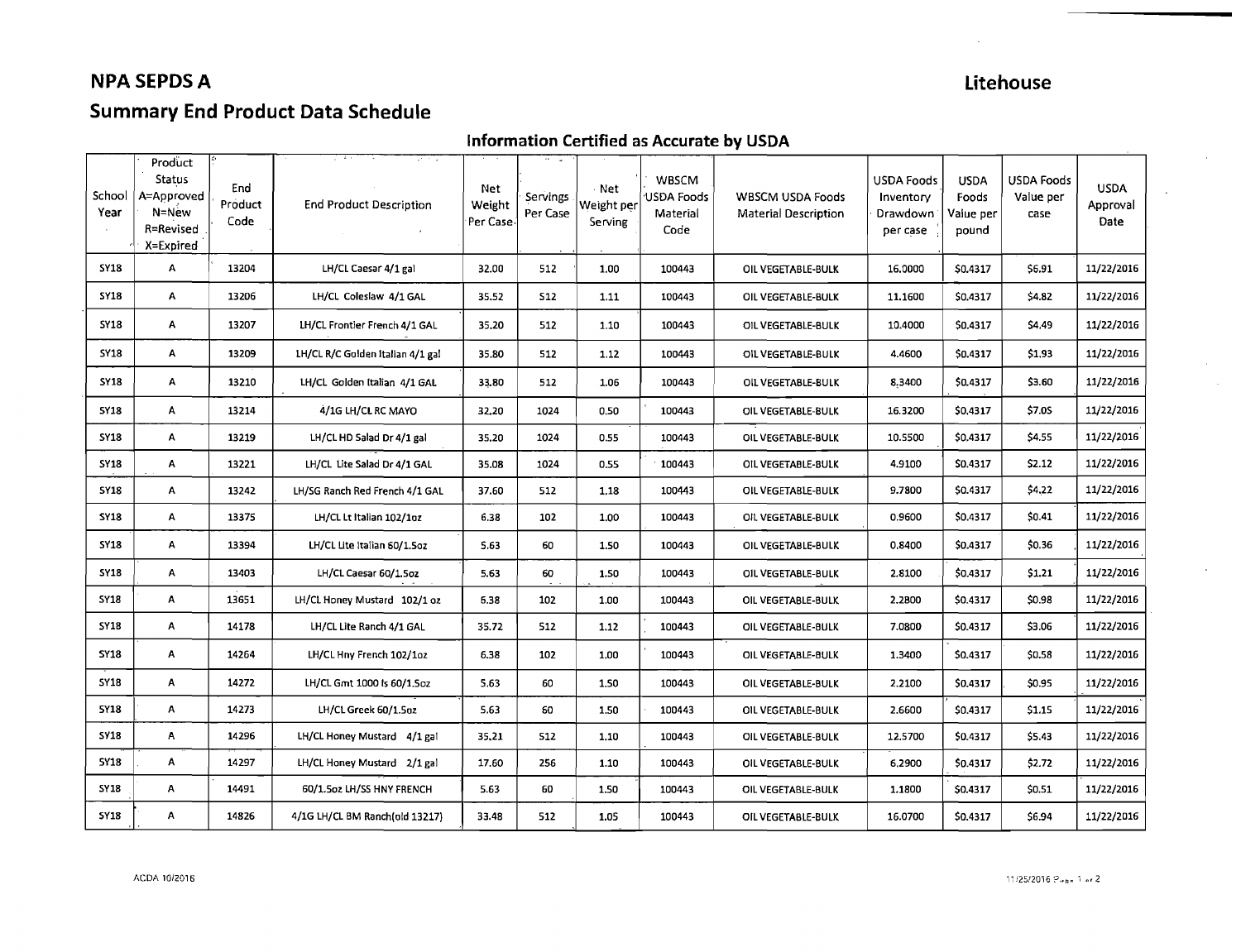# NPA SEPDS A

## Summary End Product Data Schedule

**Litehouse**

### Information Certified as Accurate by USDA

| School Year | Product Status A=Approved N=New R=Revised X=Expired | End Product Code | End Product Description | Net Weight Per Case | Servings Per Case | Net Weight per Serving | WBSCM USDA Foods Material Code | WBSCM USDA Foods Material Description | USDA Foods Inventory Drawdown per case | USDA Foods Value per pound | USDA Foods Value per case | USDA Approval Date |
|---|---|---|---|---|---|---|---|---|---|---|---|---|
| SY18 | A | 13204 | LH/CL Caesar 4/1 gal | 32.00 | 512 | 1.00 | 100443 | OIL VEGETABLE-BULK | 16.0000 | $0.4317 | $6.91 | 11/22/2016 |
| SY18 | A | 13206 | LH/CL Coleslaw 4/1 GAL | 35.52 | 512 | 1.11 | 100443 | OIL VEGETABLE-BULK | 11.1600 | $0.4317 | $4.82 | 11/22/2016 |
| SY18 | A | 13207 | LH/CL Frontier French 4/1 GAL | 35.20 | 512 | 1.10 | 100443 | OIL VEGETABLE-BULK | 10.4000 | $0.4317 | $4.49 | 11/22/2016 |
| SY18 | A | 13209 | LH/CL R/C Golden Italian 4/1 gal | 35.80 | 512 | 1.12 | 100443 | OIL VEGETABLE-BULK | 4.4600 | $0.4317 | $1.93 | 11/22/2016 |
| SY18 | A | 13210 | LH/CL Golden Italian 4/1 GAL | 33.80 | 512 | 1.06 | 100443 | OIL VEGETABLE-BULK | 8.3400 | $0.4317 | $3.60 | 11/22/2016 |
| SY18 | A | 13214 | 4/1G LH/CL RC MAYO | 32.20 | 1024 | 0.50 | 100443 | OIL VEGETABLE-BULK | 16.3200 | $0.4317 | $7.05 | 11/22/2016 |
| SY18 | A | 13219 | LH/CL HD Salad Dr 4/1 gal | 35.20 | 1024 | 0.55 | 100443 | OIL VEGETABLE-BULK | 10.5500 | $0.4317 | $4.55 | 11/22/2016 |
| SY18 | A | 13221 | LH/CL Lite Salad Dr 4/1 GAL | 35.08 | 1024 | 0.55 | 100443 | OIL VEGETABLE-BULK | 4.9100 | $0.4317 | $2.12 | 11/22/2016 |
| SY18 | A | 13242 | LH/SG Ranch Red French 4/1 GAL | 37.60 | 512 | 1.18 | 100443 | OIL VEGETABLE-BULK | 9.7800 | $0.4317 | $4.22 | 11/22/2016 |
| SY18 | A | 13375 | LH/CL Lt Italian 102/1oz | 6.38 | 102 | 1.00 | 100443 | OIL VEGETABLE-BULK | 0.9600 | $0.4317 | $0.41 | 11/22/2016 |
| SY18 | A | 13394 | LH/CL Lite Italian 60/1.5oz | 5.63 | 60 | 1.50 | 100443 | OIL VEGETABLE-BULK | 0.8400 | $0.4317 | $0.36 | 11/22/2016 |
| SY18 | A | 13403 | LH/CL Caesar 60/1.5oz | 5.63 | 60 | 1.50 | 100443 | OIL VEGETABLE-BULK | 2.8100 | $0.4317 | $1.21 | 11/22/2016 |
| SY18 | A | 13651 | LH/CL Honey Mustard 102/1 oz | 6.38 | 102 | 1.00 | 100443 | OIL VEGETABLE-BULK | 2.2800 | $0.4317 | $0.98 | 11/22/2016 |
| SY18 | A | 14178 | LH/CL Lite Ranch 4/1 GAL | 35.72 | 512 | 1.12 | 100443 | OIL VEGETABLE-BULK | 7.0800 | $0.4317 | $3.06 | 11/22/2016 |
| SY18 | A | 14264 | LH/CL Hny French 102/1oz | 6.38 | 102 | 1.00 | 100443 | OIL VEGETABLE-BULK | 1.3400 | $0.4317 | $0.58 | 11/22/2016 |
| SY18 | A | 14272 | LH/CL Gmt 1000 Is 60/1.5oz | 5.63 | 60 | 1.50 | 100443 | OIL VEGETABLE-BULK | 2.2100 | $0.4317 | $0.95 | 11/22/2016 |
| SY18 | A | 14273 | LH/CL Greek 60/1.5oz | 5.63 | 60 | 1.50 | 100443 | OIL VEGETABLE-BULK | 2.6600 | $0.4317 | $1.15 | 11/22/2016 |
| SY18 | A | 14296 | LH/CL Honey Mustard 4/1 gal | 35.21 | 512 | 1.10 | 100443 | OIL VEGETABLE-BULK | 12.5700 | $0.4317 | $5.43 | 11/22/2016 |
| SY18 | A | 14297 | LH/CL Honey Mustard 2/1 gal | 17.60 | 256 | 1.10 | 100443 | OIL VEGETABLE-BULK | 6.2900 | $0.4317 | $2.72 | 11/22/2016 |
| SY18 | A | 14491 | 60/1.5oz LH/SS HNY FRENCH | 5.63 | 60 | 1.50 | 100443 | OIL VEGETABLE-BULK | 1.1800 | $0.4317 | $0.51 | 11/22/2016 |
| SY18 | A | 14826 | 4/1G LH/CL BM Ranch(old 13217) | 33.48 | 512 | 1.05 | 100443 | OIL VEGETABLE-BULK | 16.0700 | $0.4317 | $6.94 | 11/22/2016 |

ACDA 10/2016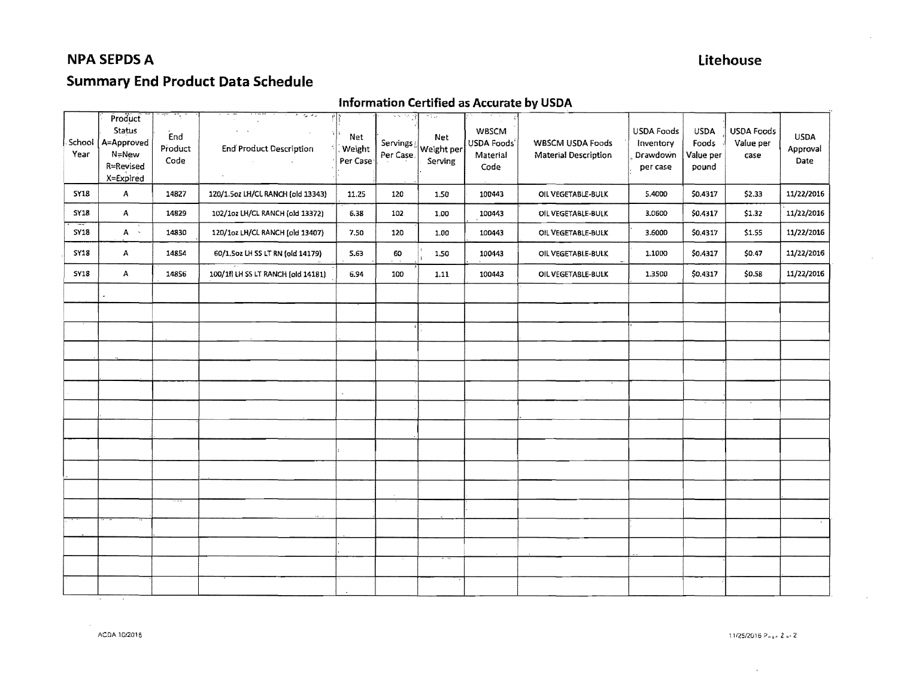# NPA SEPDS A

**Litehouse**

## Summary End Product Data Schedule

### Information Certified as Accurate by USDA

| School Year | Product Status A=Approved N=New R=Revised X=Expired | End Product Code | End Product Description | Net Weight Per Case | Servings Per Case | Net Weight per Serving | WBSCM USDA Foods Material Code | WBSCM USDA Foods Material Description | USDA Foods Inventory Drawdown per case | USDA Foods Value per pound | USDA Foods Value per case | USDA Approval Date |
|---|---|---|---|---|---|---|---|---|---|---|---|---|
| SY18 | A | 14827 | 120/1.5oz LH/CL RANCH (old 13343) | 11.25 | 120 | 1.50 | 100443 | OIL VEGETABLE-BULK | 5.4000 | $0.4317 | $2.33 | 11/22/2016 |
| SY18 | A | 14829 | 102/1oz LH/CL RANCH (old 13372) | 6.38 | 102 | 1.00 | 100443 | OIL VEGETABLE-BULK | 3.0600 | $0.4317 | $1.32 | 11/22/2016 |
| SY18 | A | 14830 | 120/1oz LH/CL RANCH (old 13407) | 7.50 | 120 | 1.00 | 100443 | OIL VEGETABLE-BULK | 3.6000 | $0.4317 | $1.55 | 11/22/2016 |
| SY18 | A | 14854 | 60/1.5oz LH SS LT RN (old 14179) | 5.63 | 60 | 1.50 | 100443 | OIL VEGETABLE-BULK | 1.1000 | $0.4317 | $0.47 | 11/22/2016 |
| SY18 | A | 14856 | 100/1fl LH SS LT RANCH (old 14181) | 6.94 | 100 | 1.11 | 100443 | OIL VEGETABLE-BULK | 1.3500 | $0.4317 | $0.58 | 11/22/2016 |
| | | | | | | | | | | | | |
| | | | | | | | | | | | | |
| | | | | | | | | | | | | |
| | | | | | | | | | | | | |
| | | | | | | | | | | | | |
| | | | | | | | | | | | | |
| | | | | | | | | | | | | |
| | | | | | | | | | | | | |
| | | | | | | | | | | | | |
| | | | | | | | | | | | | |
| | | | | | | | | | | | | |
| | | | | | | | | | | | | |
| | | | | | | | | | | | | |
| | | | | | | | | | | | | |
| | | | | | | | | | | | | |
| | | | | | | | | | | | | |

ACDA 10/2016